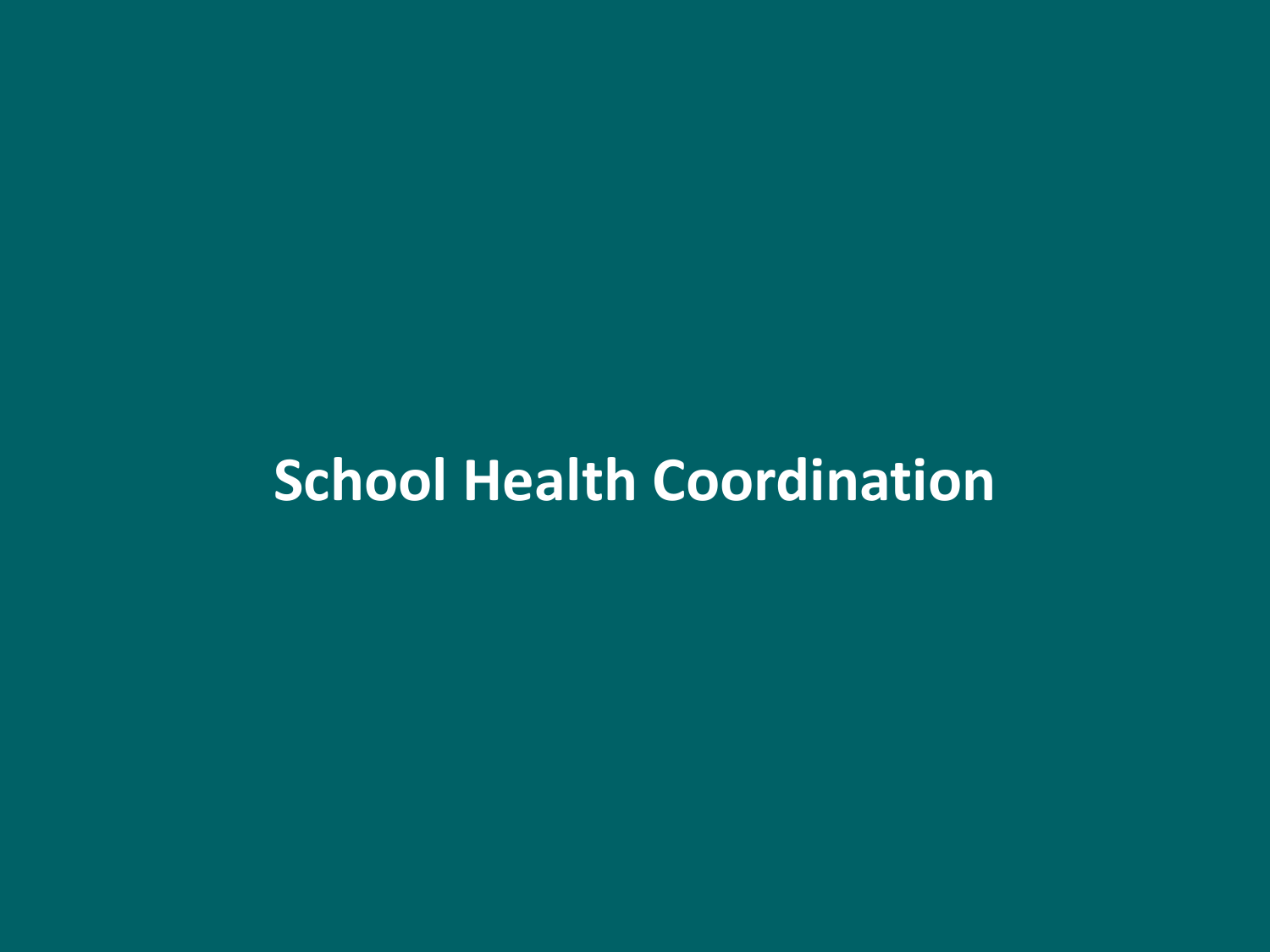# School Health Coordination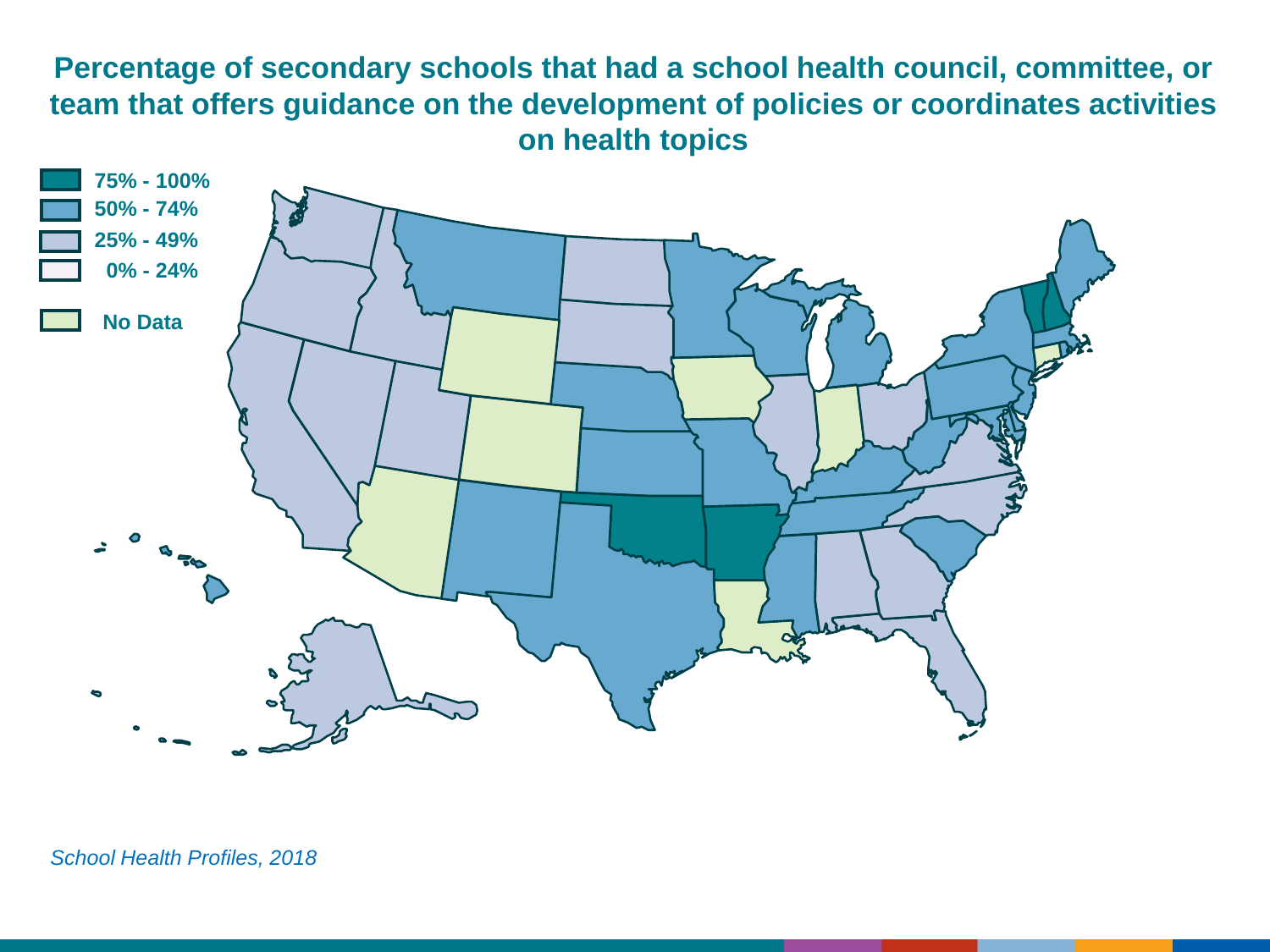# Percentage of secondary schools that had a school health council, committee, or team that offers guidance on the development of policies or coordinates activities on health topics

- 75% - 100%
- 50% - 74%
- 25% - 49%
- 0% - 24%
- No Data

*School Health Profiles, 2018*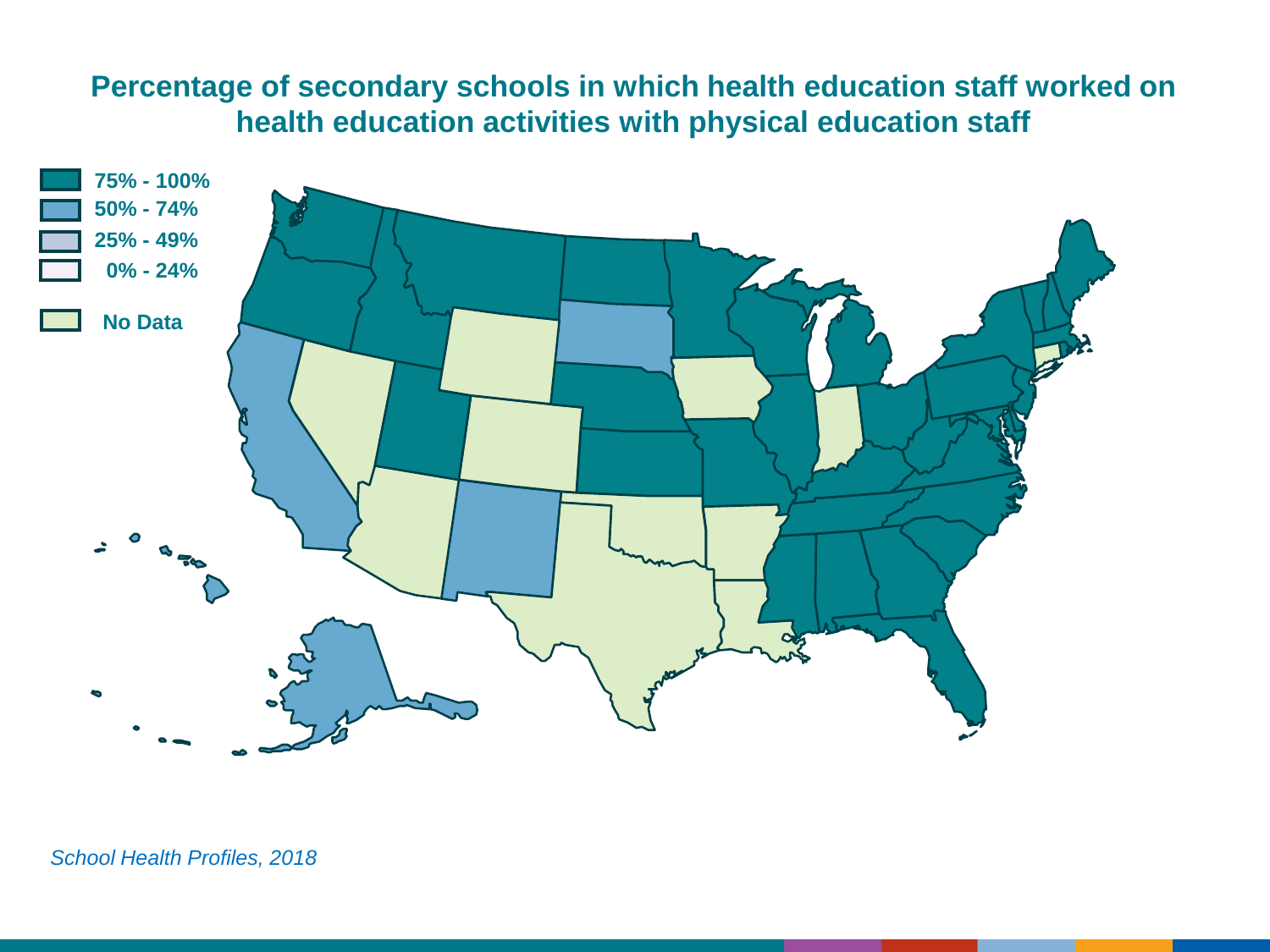# Percentage of secondary schools in which health education staff worked on health education activities with physical education staff

- 75% - 100%
- 50% - 74%
- 25% - 49%
- 0% - 24%
- No Data

*School Health Profiles, 2018*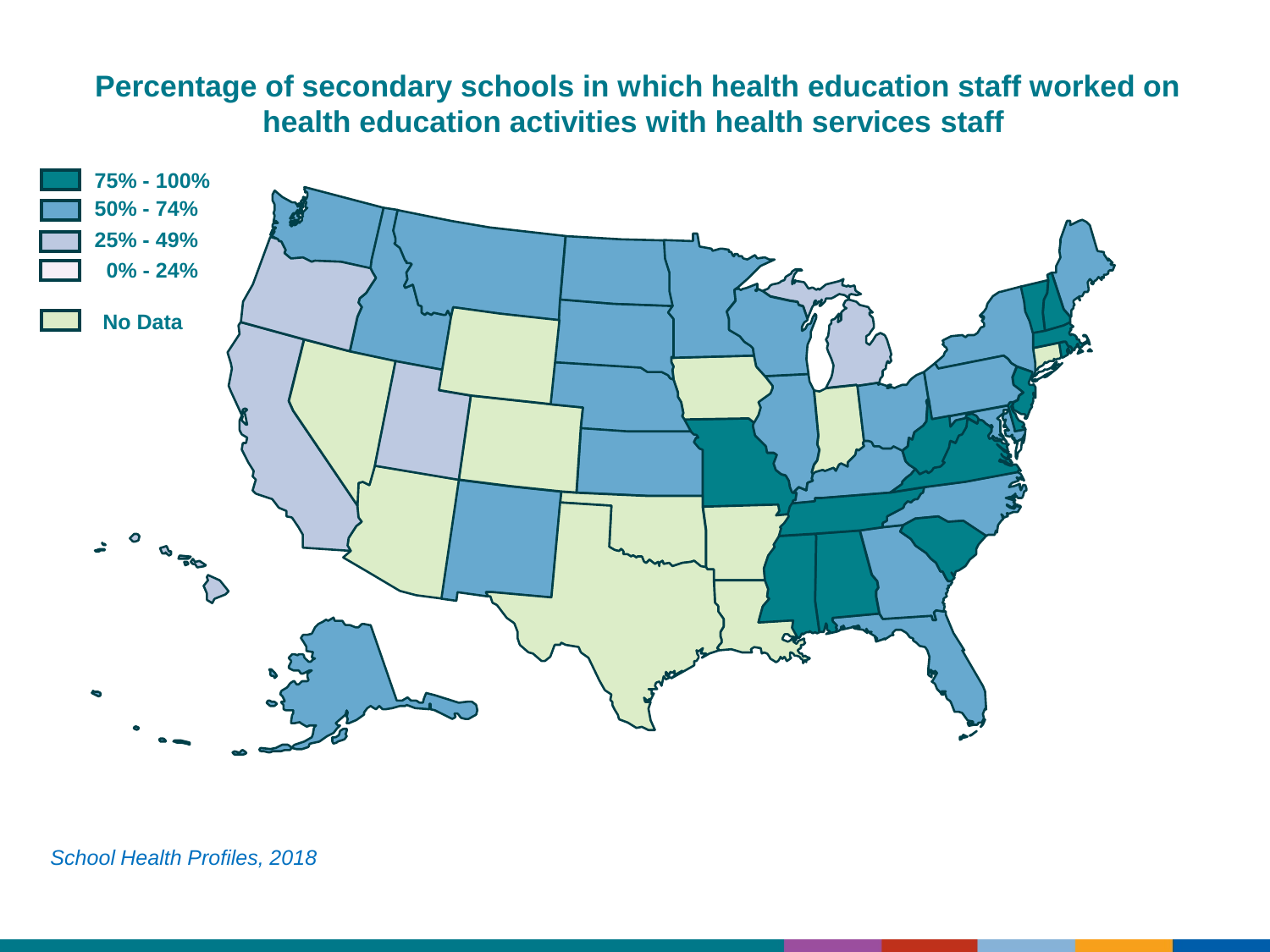# Percentage of secondary schools in which health education staff worked on health education activities with health services staff

- 75% - 100%
- 50% - 74%
- 25% - 49%
- 0% - 24%
- No Data

*School Health Profiles, 2018*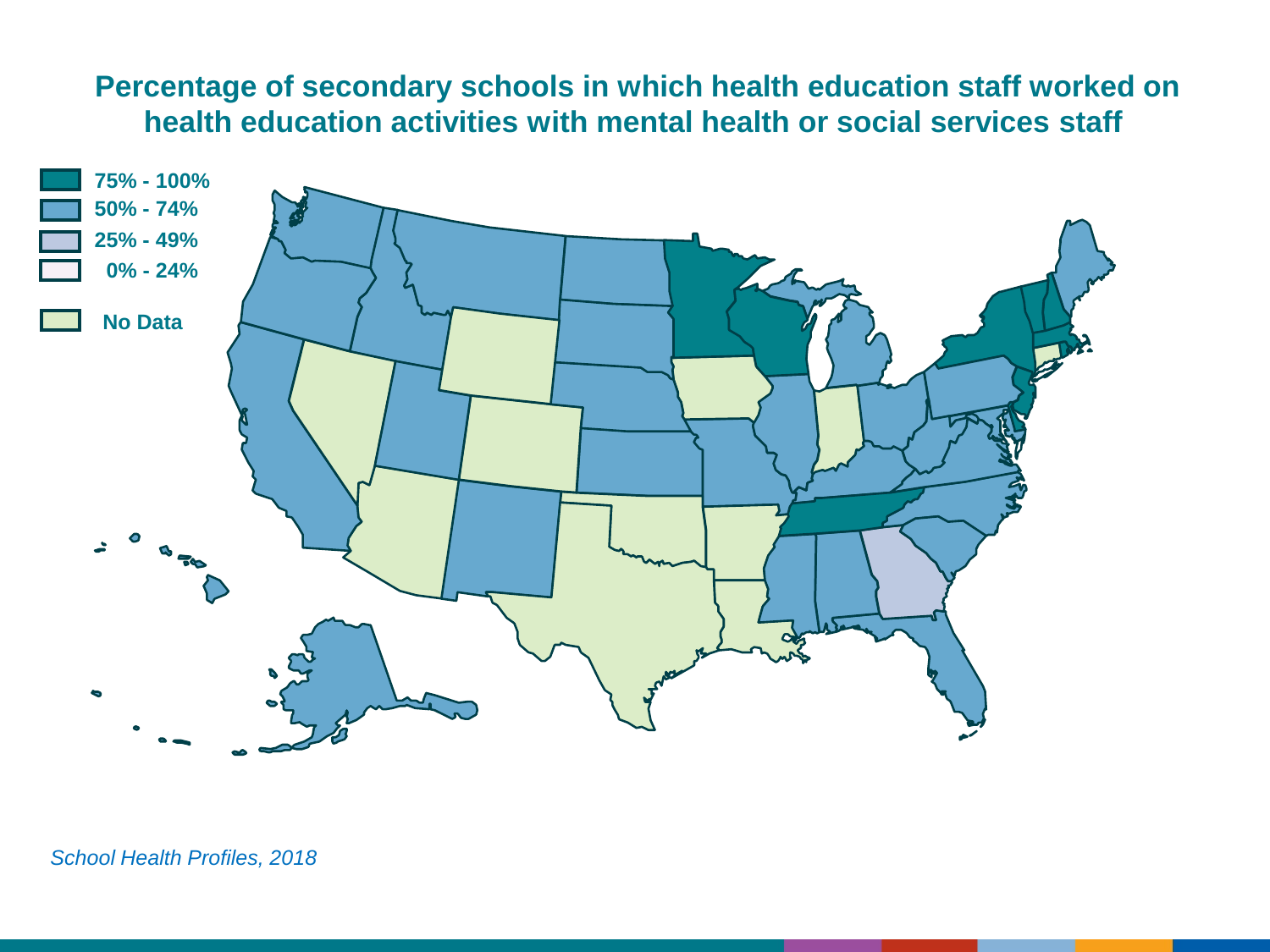# Percentage of secondary schools in which health education staff worked on health education activities with mental health or social services staff

- 75% - 100%
- 50% - 74%
- 25% - 49%
- 0% - 24%
- No Data

*School Health Profiles, 2018*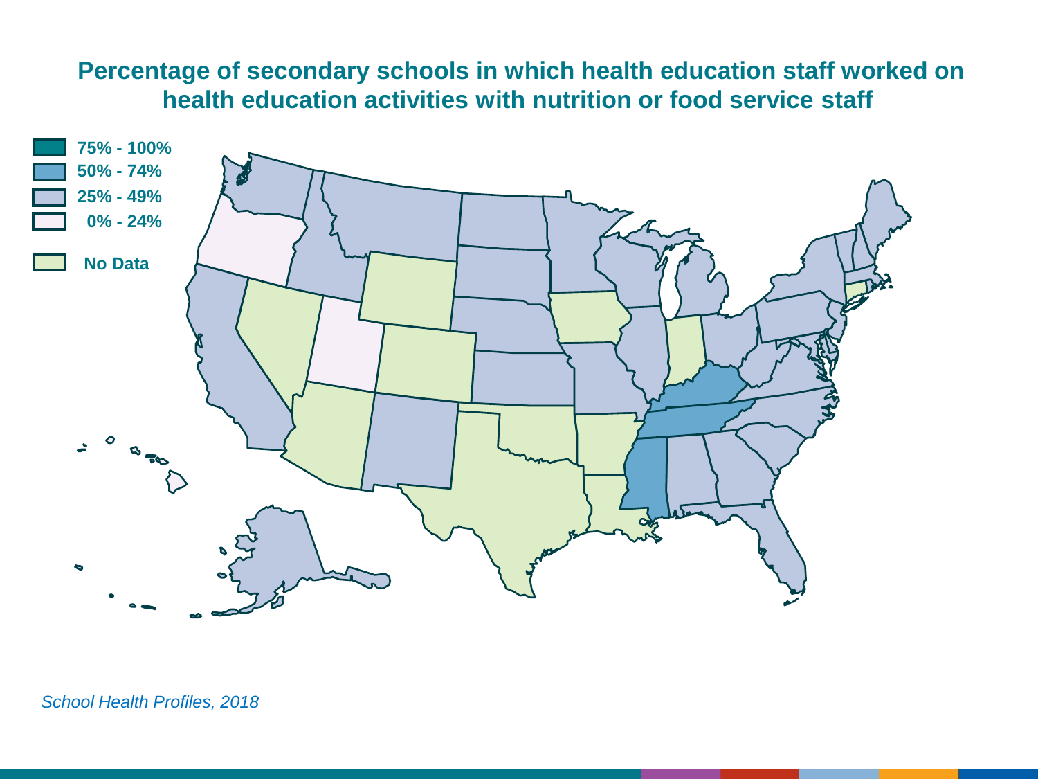## Percentage of secondary schools in which health education staff worked on health education activities with nutrition or food service staff

- 75% - 100%
- 50% - 74%
- 25% - 49%
- 0% - 24%
- No Data

*School Health Profiles, 2018*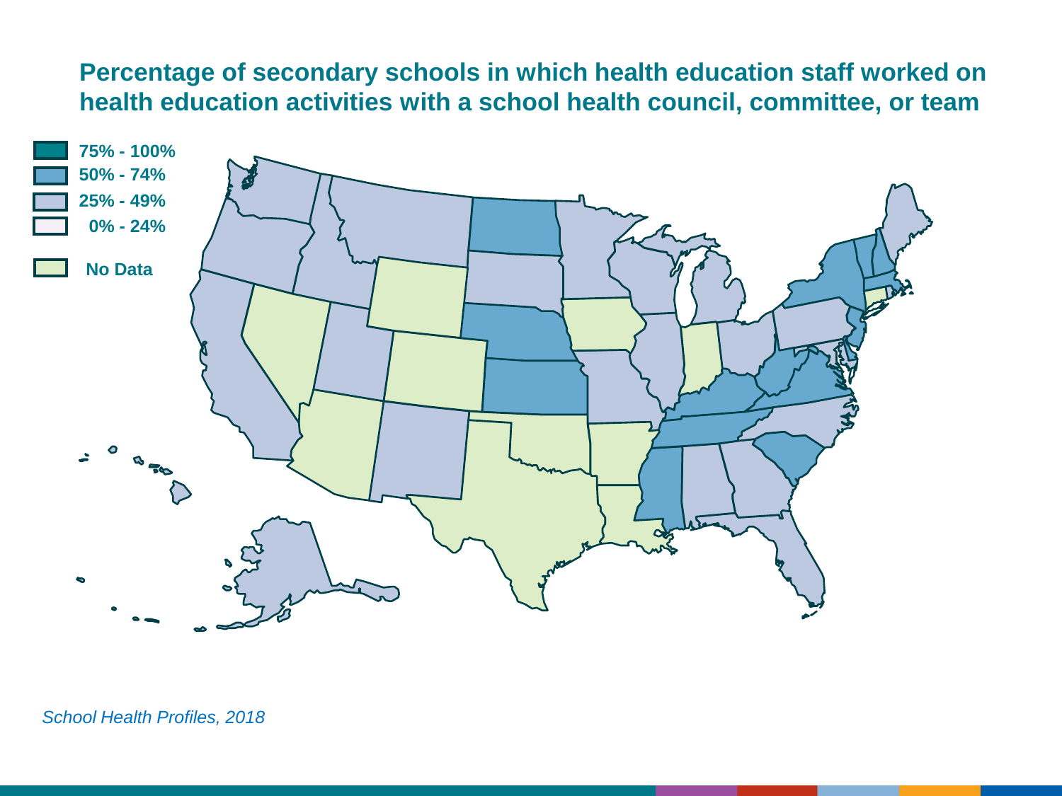# Percentage of secondary schools in which health education staff worked on health education activities with a school health council, committee, or team

75% - 100%
50% - 74%
25% - 49%
0% - 24%
No Data

*School Health Profiles, 2018*